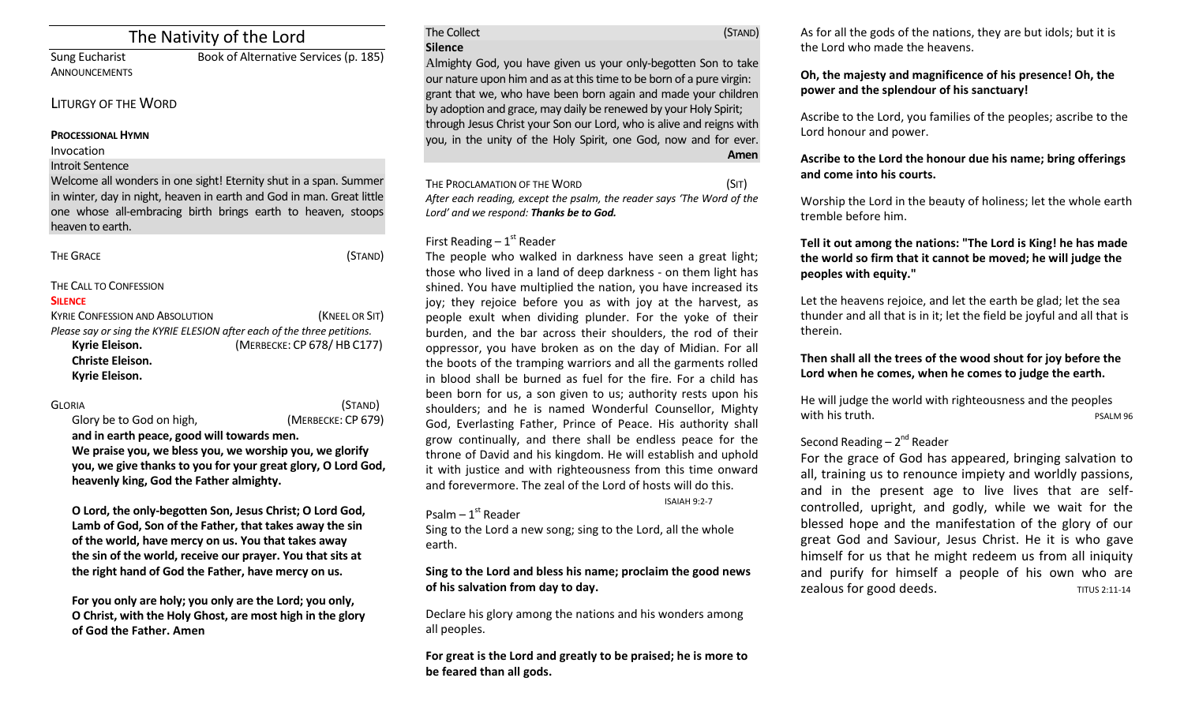# The Nativity of the Lord

Sung Eucharist — Book of Alternative Services (p. 185)

ANNOUNCEMENTS

## LITURGY OF THE WORD

**PROCESSIONAL HYMN**

Invocation

Introit Sentence

Welcome all wonders in one sight! Eternity shut in a span. Summer in winter, day in night, heaven in earth and God in man. Great little one whose all-embracing birth brings earth to heaven, stoops heaven to earth.

THE GRACE (STAND)

THE CALL TO CONFESSION

**SILENCE**

KYRIE CONFESSION AND ABSOLUTION (KNEEL OR SIT)

*Please say or sing the KYRIE ELESION after each of the three petitions.*

**Kyrie Eleison.** (MERBECKE: CP 678/ HB C177)
**Christe Eleison.**
**Kyrie Eleison.**

GLORIA (STAND)

Glory be to God on high, (MERBECKE: CP 679)
**and in earth peace, good will towards men.**
**We praise you, we bless you, we worship you, we glorify you, we give thanks to you for your great glory, O Lord God, heavenly king, God the Father almighty.**

**O Lord, the only-begotten Son, Jesus Christ; O Lord God, Lamb of God, Son of the Father, that takes away the sin of the world, have mercy on us. You that takes away the sin of the world, receive our prayer. You that sits at the right hand of God the Father, have mercy on us.**

**For you only are holy; you only are the Lord; you only, O Christ, with the Holy Ghost, are most high in the glory of God the Father. Amen**

The Collect (STAND)

**Silence**

Almighty God, you have given us your only-begotten Son to take our nature upon him and as at this time to be born of a pure virgin: grant that we, who have been born again and made your children by adoption and grace, may daily be renewed by your Holy Spirit; through Jesus Christ your Son our Lord, who is alive and reigns with you, in the unity of the Holy Spirit, one God, now and for ever. **Amen**

THE PROCLAMATION OF THE WORD (SIT)

*After each reading, except the psalm, the reader says 'The Word of the Lord' and we respond:* ***Thanks be to God.***

First Reading – 1st Reader

The people who walked in darkness have seen a great light; those who lived in a land of deep darkness - on them light has shined. You have multiplied the nation, you have increased its joy; they rejoice before you as with joy at the harvest, as people exult when dividing plunder. For the yoke of their burden, and the bar across their shoulders, the rod of their oppressor, you have broken as on the day of Midian. For all the boots of the tramping warriors and all the garments rolled in blood shall be burned as fuel for the fire. For a child has been born for us, a son given to us; authority rests upon his shoulders; and he is named Wonderful Counsellor, Mighty God, Everlasting Father, Prince of Peace. His authority shall grow continually, and there shall be endless peace for the throne of David and his kingdom. He will establish and uphold it with justice and with righteousness from this time onward and forevermore. The zeal of the Lord of hosts will do this.

ISAIAH 9:2-7

Psalm – 1st Reader

Sing to the Lord a new song; sing to the Lord, all the whole earth.

**Sing to the Lord and bless his name; proclaim the good news of his salvation from day to day.**

Declare his glory among the nations and his wonders among all peoples.

**For great is the Lord and greatly to be praised; he is more to be feared than all gods.**

As for all the gods of the nations, they are but idols; but it is the Lord who made the heavens.

**Oh, the majesty and magnificence of his presence! Oh, the power and the splendour of his sanctuary!**

Ascribe to the Lord, you families of the peoples; ascribe to the Lord honour and power.

**Ascribe to the Lord the honour due his name; bring offerings and come into his courts.**

Worship the Lord in the beauty of holiness; let the whole earth tremble before him.

**Tell it out among the nations: "The Lord is King! he has made the world so firm that it cannot be moved; he will judge the peoples with equity."**

Let the heavens rejoice, and let the earth be glad; let the sea thunder and all that is in it; let the field be joyful and all that is therein.

**Then shall all the trees of the wood shout for joy before the Lord when he comes, when he comes to judge the earth.**

He will judge the world with righteousness and the peoples with his truth.

PSALM 96

Second Reading – 2nd Reader

For the grace of God has appeared, bringing salvation to all, training us to renounce impiety and worldly passions, and in the present age to live lives that are self-controlled, upright, and godly, while we wait for the blessed hope and the manifestation of the glory of our great God and Saviour, Jesus Christ. He it is who gave himself for us that he might redeem us from all iniquity and purify for himself a people of his own who are zealous for good deeds.

TITUS 2:11-14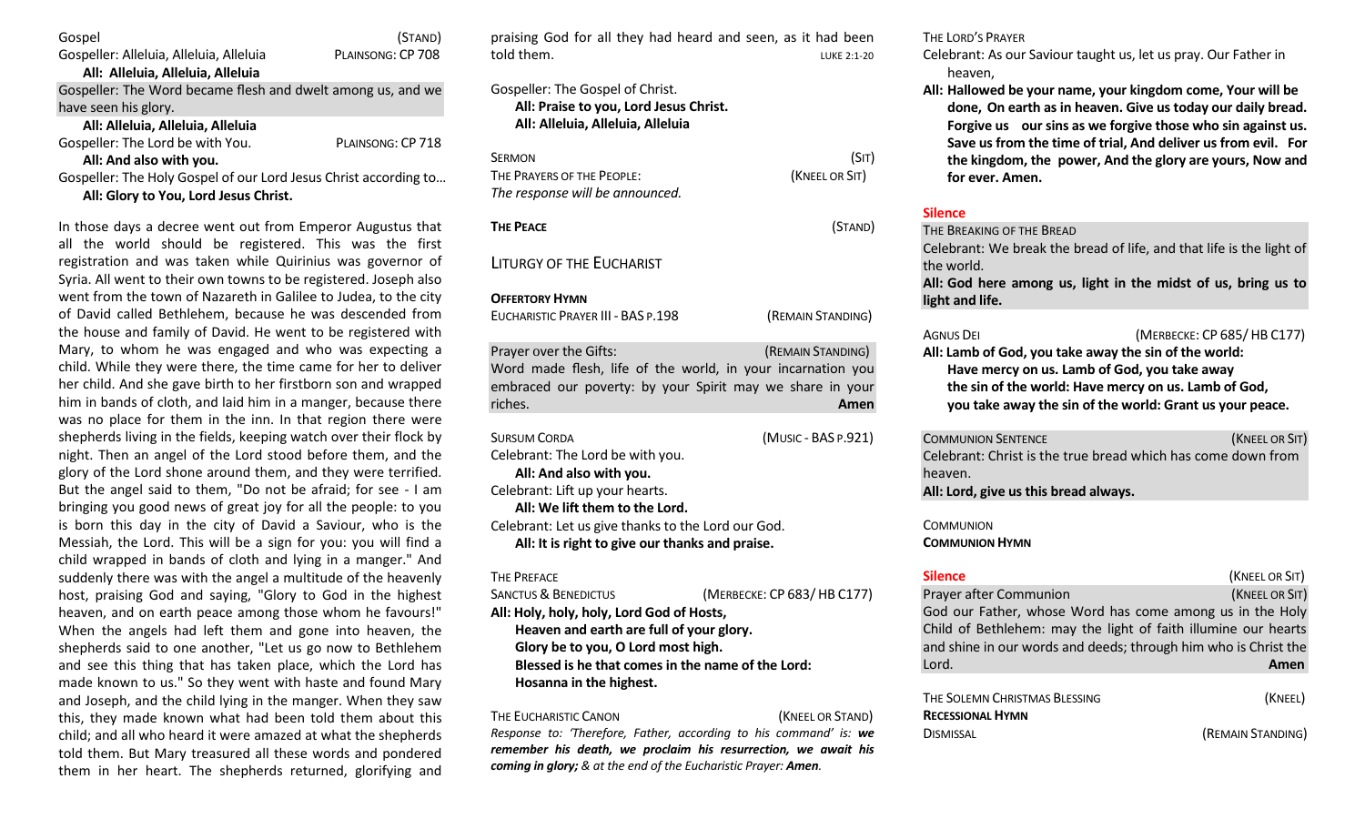Gospel (STAND)

Gospeller: Alleluia, Alleluia, Alleluia PLAINSONG: CP 708

**All: Alleluia, Alleluia, Alleluia**

Gospeller: The Word became flesh and dwelt among us, and we have seen his glory.

**All: Alleluia, Alleluia, Alleluia**

Gospeller: The Lord be with You. PLAINSONG: CP 718

**All: And also with you.**

Gospeller: The Holy Gospel of our Lord Jesus Christ according to…

**All: Glory to You, Lord Jesus Christ.**

In those days a decree went out from Emperor Augustus that all the world should be registered. This was the first registration and was taken while Quirinius was governor of Syria. All went to their own towns to be registered. Joseph also went from the town of Nazareth in Galilee to Judea, to the city of David called Bethlehem, because he was descended from the house and family of David. He went to be registered with Mary, to whom he was engaged and who was expecting a child. While they were there, the time came for her to deliver her child. And she gave birth to her firstborn son and wrapped him in bands of cloth, and laid him in a manger, because there was no place for them in the inn. In that region there were shepherds living in the fields, keeping watch over their flock by night. Then an angel of the Lord stood before them, and the glory of the Lord shone around them, and they were terrified. But the angel said to them, "Do not be afraid; for see - I am bringing you good news of great joy for all the people: to you is born this day in the city of David a Saviour, who is the Messiah, the Lord. This will be a sign for you: you will find a child wrapped in bands of cloth and lying in a manger." And suddenly there was with the angel a multitude of the heavenly host, praising God and saying, "Glory to God in the highest heaven, and on earth peace among those whom he favours!" When the angels had left them and gone into heaven, the shepherds said to one another, "Let us go now to Bethlehem and see this thing that has taken place, which the Lord has made known to us." So they went with haste and found Mary and Joseph, and the child lying in the manger. When they saw this, they made known what had been told them about this child; and all who heard it were amazed at what the shepherds told them. But Mary treasured all these words and pondered them in her heart. The shepherds returned, glorifying and praising God for all they had heard and seen, as it had been told them. LUKE 2:1-20

Gospeller: The Gospel of Christ.

**All: Praise to you, Lord Jesus Christ.**

**All: Alleluia, Alleluia, Alleluia**

SERMON (SIT)

THE PRAYERS OF THE PEOPLE: (KNEEL OR SIT)

*The response will be announced.*

**THE PEACE** (STAND)

## LITURGY OF THE EUCHARIST

**OFFERTORY HYMN**

EUCHARISTIC PRAYER III - BAS P.198 (REMAIN STANDING)

Prayer over the Gifts: (REMAIN STANDING)

Word made flesh, life of the world, in your incarnation you embraced our poverty: by your Spirit may we share in your riches. **Amen**

SURSUM CORDA (MUSIC - BAS P.921)

Celebrant: The Lord be with you.

**All: And also with you.**

Celebrant: Lift up your hearts.

**All: We lift them to the Lord.**

Celebrant: Let us give thanks to the Lord our God.

**All: It is right to give our thanks and praise.**

THE PREFACE

SANCTUS & BENEDICTUS (MERBECKE: CP 683/ HB C177)

**All: Holy, holy, holy, Lord God of Hosts,**
**Heaven and earth are full of your glory.**
**Glory be to you, O Lord most high.**
**Blessed is he that comes in the name of the Lord:**
**Hosanna in the highest.**

THE EUCHARISTIC CANON (KNEEL OR STAND)

*Response to: 'Therefore, Father, according to his command' is:* ***we remember his death, we proclaim his resurrection, we await his coming in glory;*** *& at the end of the Eucharistic Prayer:* ***Amen****.*

THE LORD'S PRAYER

Celebrant: As our Saviour taught us, let us pray. Our Father in heaven,

**All: Hallowed be your name, your kingdom come, Your will be done, On earth as in heaven. Give us today our daily bread. Forgive us our sins as we forgive those who sin against us. Save us from the time of trial, And deliver us from evil. For the kingdom, the power, And the glory are yours, Now and for ever. Amen.**

**Silence**

THE BREAKING OF THE BREAD

Celebrant: We break the bread of life, and that life is the light of the world.

**All: God here among us, light in the midst of us, bring us to light and life.**

AGNUS DEI (MERBECKE: CP 685/ HB C177)

**All: Lamb of God, you take away the sin of the world:**
**Have mercy on us. Lamb of God, you take away**
**the sin of the world: Have mercy on us. Lamb of God,**
**you take away the sin of the world: Grant us your peace.**

COMMUNION SENTENCE (KNEEL OR SIT)

Celebrant: Christ is the true bread which has come down from heaven.

**All: Lord, give us this bread always.**

COMMUNION

**COMMUNION HYMN**

**Silence** (KNEEL OR SIT)

Prayer after Communion (KNEEL OR SIT)

God our Father, whose Word has come among us in the Holy Child of Bethlehem: may the light of faith illumine our hearts and shine in our words and deeds; through him who is Christ the Lord. **Amen**

THE SOLEMN CHRISTMAS BLESSING (KNEEL)

**RECESSIONAL HYMN**

DISMISSAL (REMAIN STANDING)